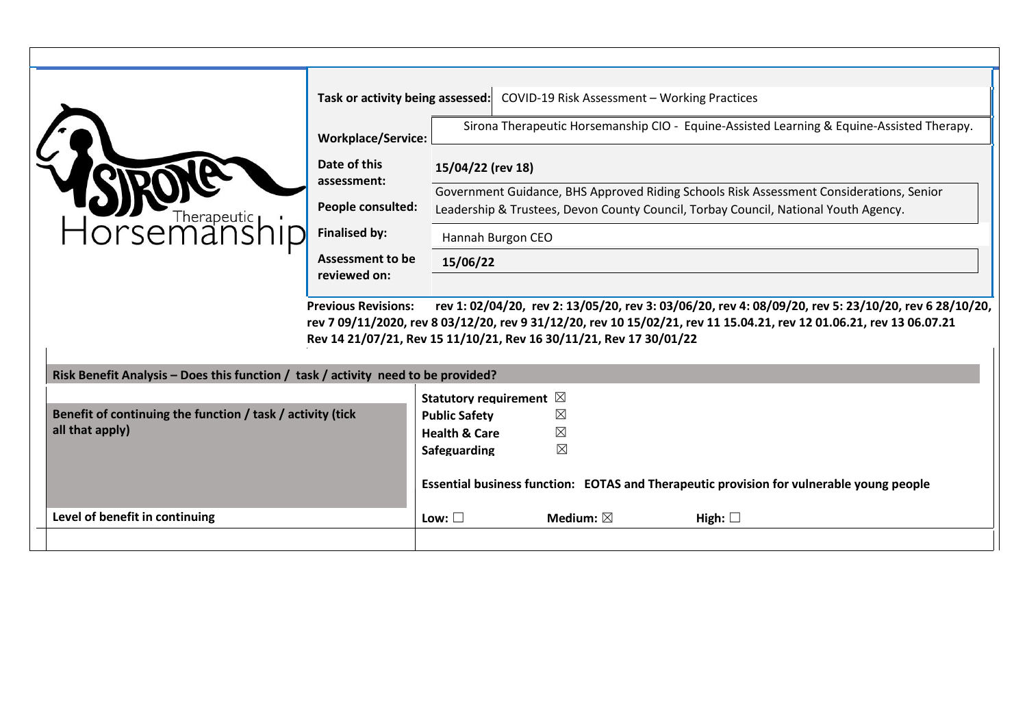Sirona Therapeutic Horsemanship

| | |
|---|---|
| **Task or activity being assessed:** | COVID-19 Risk Assessment – Working Practices |
| **Workplace/Service:** | Sirona Therapeutic Horsemanship CIO - Equine-Assisted Learning & Equine-Assisted Therapy. |
| **Date of this assessment:** | **15/04/22 (rev 18)** |
| **People consulted:** | Government Guidance, BHS Approved Riding Schools Risk Assessment Considerations, Senior Leadership & Trustees, Devon County Council, Torbay Council, National Youth Agency. |
| **Finalised by:** | Hannah Burgon CEO |
| **Assessment to be reviewed on:** | **15/06/22** |

**Previous Revisions:** **rev 1: 02/04/20, rev 2: 13/05/20, rev 3: 03/06/20, rev 4: 08/09/20, rev 5: 23/10/20, rev 6 28/10/20, rev 7 09/11/2020, rev 8 03/12/20, rev 9 31/12/20, rev 10 15/02/21, rev 11 15.04.21, rev 12 01.06.21, rev 13 06.07.21 Rev 14 21/07/21, Rev 15 11/10/21, Rev 16 30/11/21, Rev 17 30/01/22**

| **Risk Benefit Analysis – Does this function / task / activity need to be provided?** | |
|---|---|
| **Benefit of continuing the function / task / activity (tick all that apply)** | **Statutory requirement** ☒<br>**Public Safety** ☒<br>**Health & Care** ☒<br>**Safeguarding** ☒<br><br>**Essential business function: EOTAS and Therapeutic provision for vulnerable young people** |
| **Level of benefit in continuing** | **Low:** ☐ **Medium:** ☒ **High:** ☐ |
| | |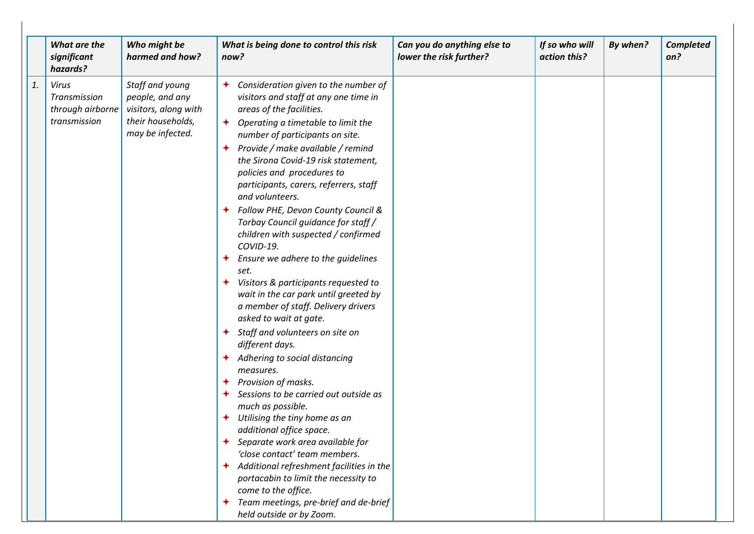| | *What are the significant hazards?* | *Who might be harmed and how?* | *What is being done to control this risk now?* | *Can you do anything else to lower the risk further?* | *If so who will action this?* | *By when?* | *Completed on?* |
|---|---|---|---|---|---|---|---|
| *1.* | *Virus Transmission through airborne transmission* | *Staff and young people, and any visitors, along with their households, may be infected.* | ✦ *Consideration given to the number of visitors and staff at any one time in areas of the facilities.*<br>✦ *Operating a timetable to limit the number of participants on site.*<br>✦ *Provide / make available / remind the Sirona Covid-19 risk statement, policies and procedures to participants, carers, referrers, staff and volunteers.*<br>✦ *Follow PHE, Devon County Council & Torbay Council guidance for staff / children with suspected / confirmed COVID-19.*<br>✦ *Ensure we adhere to the guidelines set.*<br>✦ *Visitors & participants requested to wait in the car park until greeted by a member of staff. Delivery drivers asked to wait at gate.*<br>✦ *Staff and volunteers on site on different days.*<br>✦ *Adhering to social distancing measures.*<br>✦ *Provision of masks.*<br>✦ *Sessions to be carried out outside as much as possible.*<br>✦ *Utilising the tiny home as an additional office space.*<br>✦ *Separate work area available for 'close contact' team members.*<br>✦ *Additional refreshment facilities in the portacabin to limit the necessity to come to the office.*<br>✦ *Team meetings, pre-brief and de-brief held outside or by Zoom.* | | | | |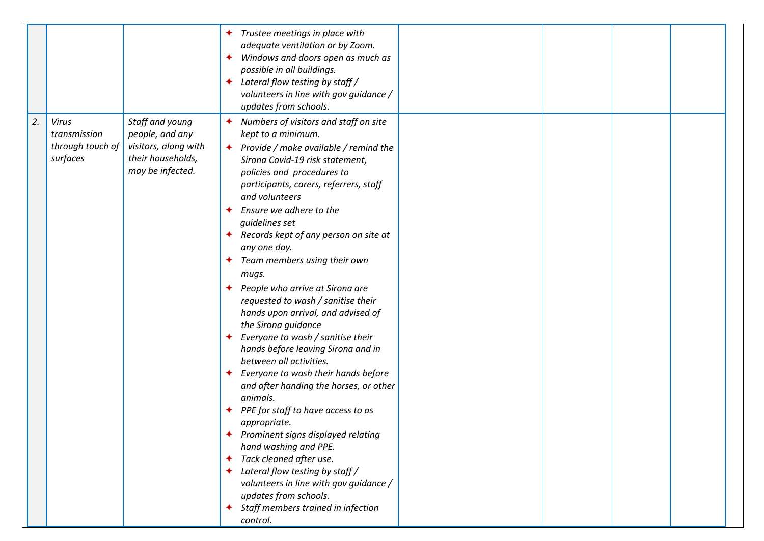| | | | | | | | |
|---|---|---|---|---|---|---|---|
| | | | ✦ *Trustee meetings in place with adequate ventilation or by Zoom.*<br>✦ *Windows and doors open as much as possible in all buildings.*<br>✦ *Lateral flow testing by staff / volunteers in line with gov guidance / updates from schools.* | | | | |
| *2.* | *Virus transmission through touch of surfaces* | *Staff and young people, and any visitors, along with their households, may be infected.* | ✦ *Numbers of visitors and staff on site kept to a minimum.*<br>✦ *Provide / make available / remind the Sirona Covid-19 risk statement, policies and procedures to participants, carers, referrers, staff and volunteers*<br>✦ *Ensure we adhere to the guidelines set*<br>✦ *Records kept of any person on site at any one day.*<br>✦ *Team members using their own mugs.*<br>✦ *People who arrive at Sirona are requested to wash / sanitise their hands upon arrival, and advised of the Sirona guidance*<br>✦ *Everyone to wash / sanitise their hands before leaving Sirona and in between all activities.*<br>✦ *Everyone to wash their hands before and after handing the horses, or other animals.*<br>✦ *PPE for staff to have access to as appropriate.*<br>✦ *Prominent signs displayed relating hand washing and PPE.*<br>✦ *Tack cleaned after use.*<br>✦ *Lateral flow testing by staff / volunteers in line with gov guidance / updates from schools.*<br>✦ *Staff members trained in infection control.* | | | | |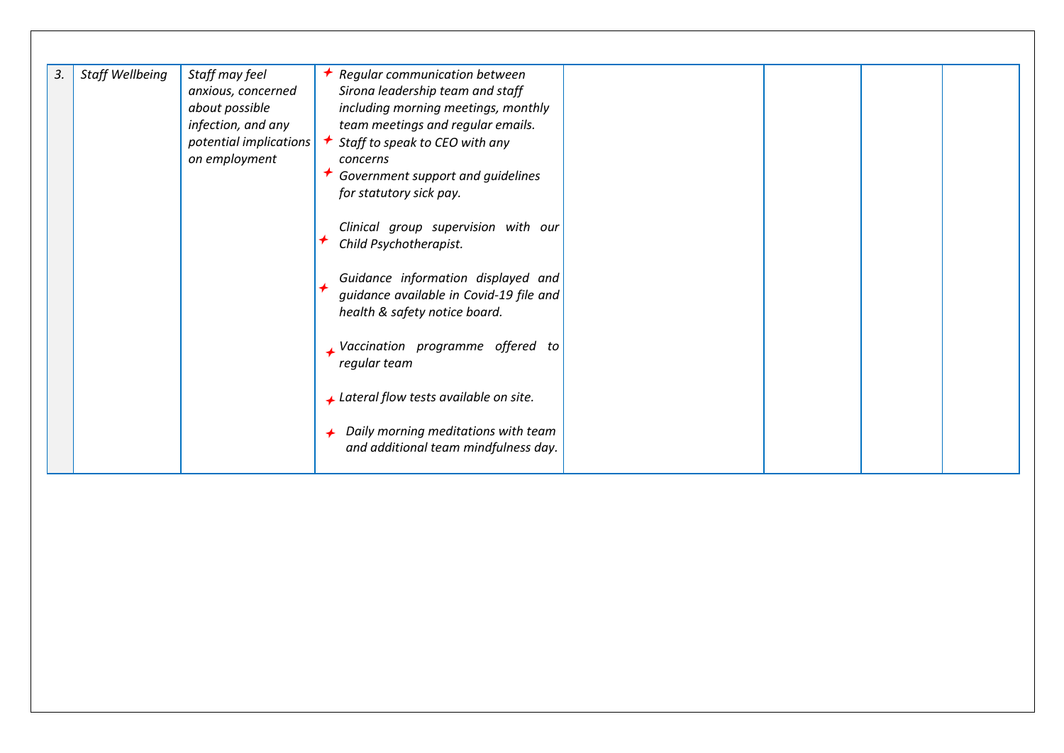| | | | | | | | |
|---|---|---|---|---|---|---|---|
| *3.* | *Staff Wellbeing* | *Staff may feel anxious, concerned about possible infection, and any potential implications on employment* | - *Regular communication between Sirona leadership team and staff including morning meetings, monthly team meetings and regular emails.*<br>- *Staff to speak to CEO with any concerns*<br>- *Government support and guidelines for statutory sick pay.*<br>- *Clinical group supervision with our Child Psychotherapist.*<br>- *Guidance information displayed and guidance available in Covid-19 file and health & safety notice board.*<br>- *Vaccination programme offered to regular team*<br>- *Lateral flow tests available on site.*<br>- *Daily morning meditations with team and additional team mindfulness day.* | | | | |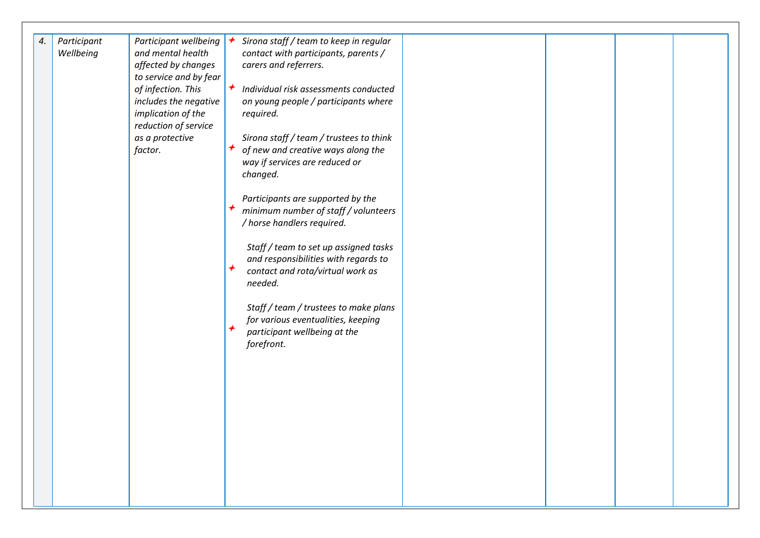| | | | | | | | |
|---|---|---|---|---|---|---|---|
| *4.* | *Participant Wellbeing* | *Participant wellbeing and mental health affected by changes to service and by fear of infection. This includes the negative implication of the reduction of service as a protective factor.* | ✦ *Sirona staff / team to keep in regular contact with participants, parents / carers and referrers.*<br><br>✦ *Individual risk assessments conducted on young people / participants where required.*<br><br>✦ *Sirona staff / team / trustees to think of new and creative ways along the way if services are reduced or changed.*<br><br>✦ *Participants are supported by the minimum number of staff / volunteers / horse handlers required.*<br><br>✦ *Staff / team to set up assigned tasks and responsibilities with regards to contact and rota/virtual work as needed.*<br><br>✦ *Staff / team / trustees to make plans for various eventualities, keeping participant wellbeing at the forefront.* | | | | |